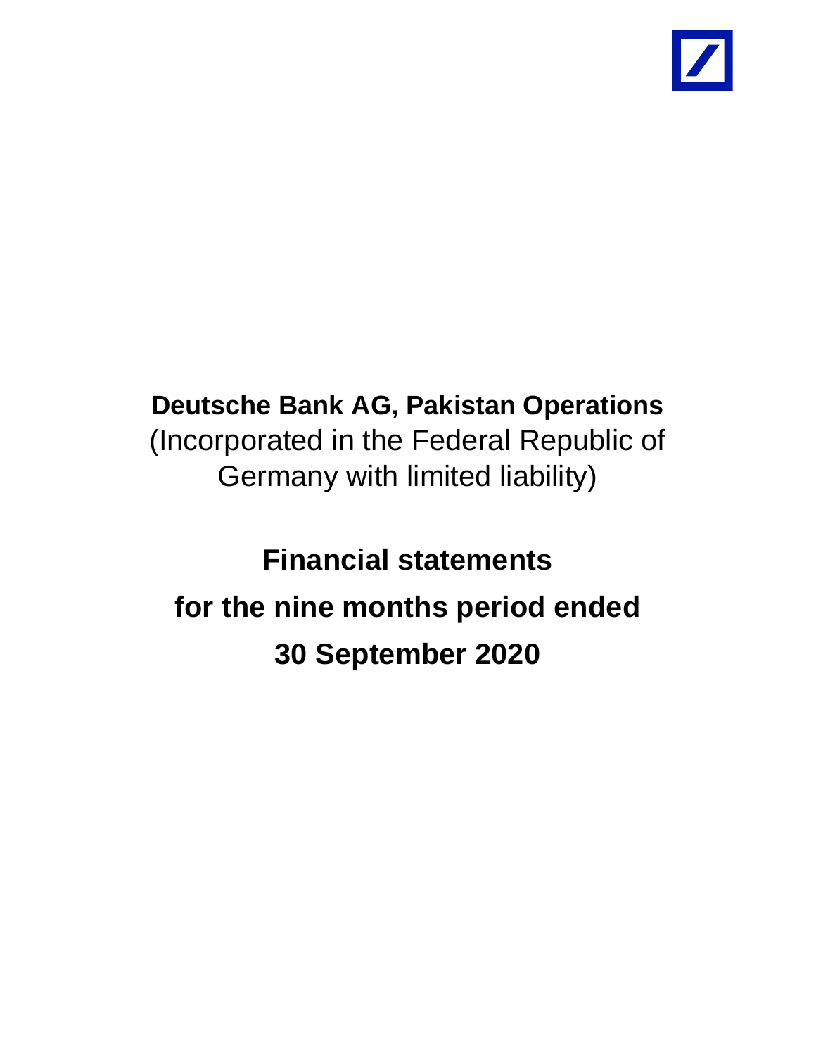# Deutsche Bank AG, Pakistan Operations

(Incorporated in the Federal Republic of Germany with limited liability)

# Financial statements for the nine months period ended 30 September 2020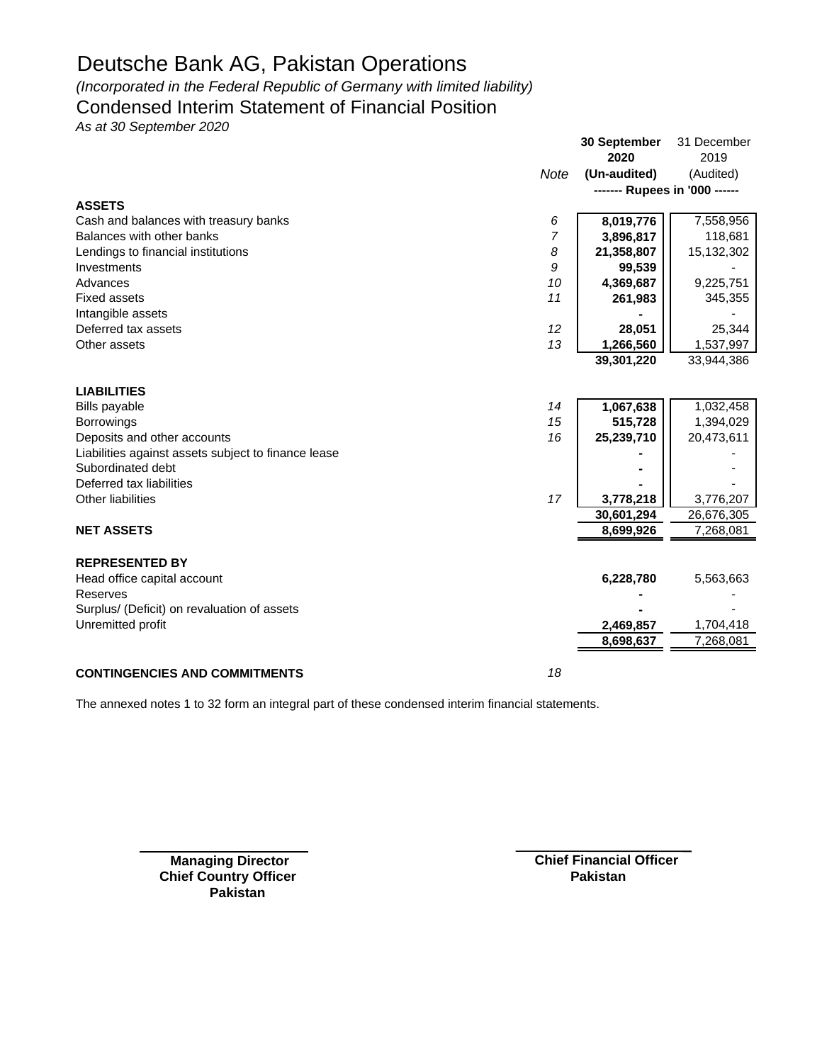# Deutsche Bank AG, Pakistan Operations

*(Incorporated in the Federal Republic of Germany with limited liability)*

## Condensed Interim Statement of Financial Position

*As at 30 September 2020*

| | Note | 30 September 2020 (Un-audited) | 31 December 2019 (Audited) |
|---|---|---|---|
| | | ------- Rupees in '000 ------ | |
| **ASSETS** | | | |
| Cash and balances with treasury banks | 6 | **8,019,776** | 7,558,956 |
| Balances with other banks | 7 | **3,896,817** | 118,681 |
| Lendings to financial institutions | 8 | **21,358,807** | 15,132,302 |
| Investments | 9 | **99,539** | - |
| Advances | 10 | **4,369,687** | 9,225,751 |
| Fixed assets | 11 | **261,983** | 345,355 |
| Intangible assets | | **-** | - |
| Deferred tax assets | 12 | **28,051** | 25,344 |
| Other assets | 13 | **1,266,560** | 1,537,997 |
| | | **39,301,220** | 33,944,386 |
| **LIABILITIES** | | | |
| Bills payable | 14 | **1,067,638** | 1,032,458 |
| Borrowings | 15 | **515,728** | 1,394,029 |
| Deposits and other accounts | 16 | **25,239,710** | 20,473,611 |
| Liabilities against assets subject to finance lease | | **-** | - |
| Subordinated debt | | **-** | - |
| Deferred tax liabilities | | **-** | - |
| Other liabilities | 17 | **3,778,218** | 3,776,207 |
| | | **30,601,294** | 26,676,305 |
| **NET ASSETS** | | **8,699,926** | 7,268,081 |
| **REPRESENTED BY** | | | |
| Head office capital account | | **6,228,780** | 5,563,663 |
| Reserves | | **-** | - |
| Surplus/ (Deficit) on revaluation of assets | | **-** | - |
| Unremitted profit | | **2,469,857** | 1,704,418 |
| | | **8,698,637** | 7,268,081 |
| **CONTINGENCIES AND COMMITMENTS** | 18 | | |

The annexed notes 1 to 32 form an integral part of these condensed interim financial statements.

**Managing Director**
**Chief Country Officer**
**Pakistan**

**Chief Financial Officer**
**Pakistan**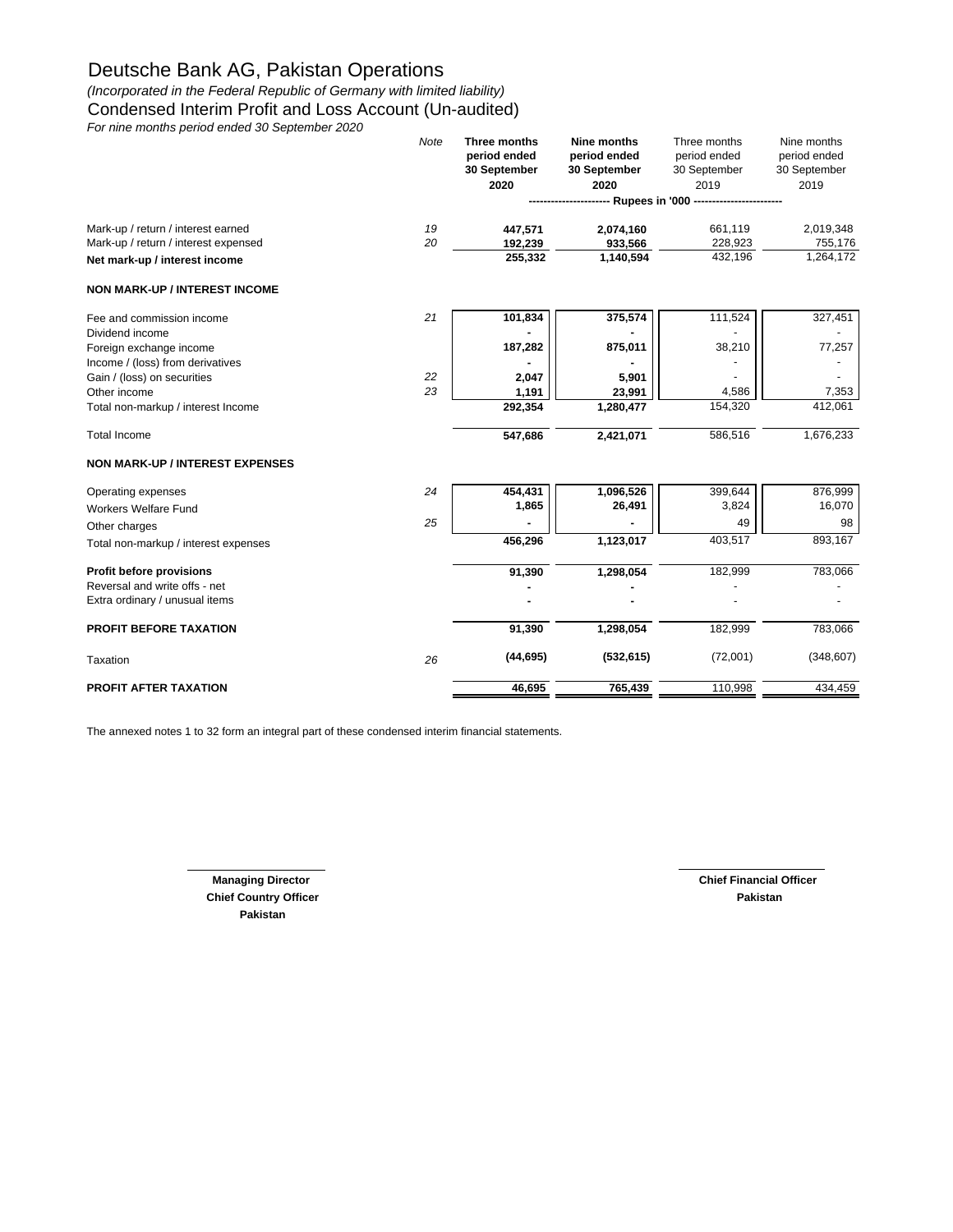# Deutsche Bank AG, Pakistan Operations

*(Incorporated in the Federal Republic of Germany with limited liability)*

## Condensed Interim Profit and Loss Account (Un-audited)

*For nine months period ended 30 September 2020*

| | Note | **Three months period ended 30 September 2020** | **Nine months period ended 30 September 2020** | Three months period ended 30 September 2019 | Nine months period ended 30 September 2019 |
|---|---|---|---|---|---|
| | | ---------------------- Rupees in '000 ---------------------- | | | |
| Mark-up / return / interest earned | 19 | **447,571** | **2,074,160** | 661,119 | 2,019,348 |
| Mark-up / return / interest expensed | 20 | **192,239** | **933,566** | 228,923 | 755,176 |
| **Net mark-up / interest income** | | **255,332** | **1,140,594** | 432,196 | 1,264,172 |
| **NON MARK-UP / INTEREST INCOME** | | | | | |
| Fee and commission income | 21 | **101,834** | **375,574** | 111,524 | 327,451 |
| Dividend income | | **-** | **-** | - | - |
| Foreign exchange income | | **187,282** | **875,011** | 38,210 | 77,257 |
| Income / (loss) from derivatives | | **-** | **-** | - | - |
| Gain / (loss) on securities | 22 | **2,047** | **5,901** | - | - |
| Other income | 23 | **1,191** | **23,991** | 4,586 | 7,353 |
| Total non-markup / interest Income | | **292,354** | **1,280,477** | 154,320 | 412,061 |
| Total Income | | **547,686** | **2,421,071** | 586,516 | 1,676,233 |
| **NON MARK-UP / INTEREST EXPENSES** | | | | | |
| Operating expenses | 24 | **454,431** | **1,096,526** | 399,644 | 876,999 |
| Workers Welfare Fund | | **1,865** | **26,491** | 3,824 | 16,070 |
| Other charges | 25 | **-** | **-** | 49 | 98 |
| Total non-markup / interest expenses | | **456,296** | **1,123,017** | 403,517 | 893,167 |
| **Profit before provisions** | | **91,390** | **1,298,054** | 182,999 | 783,066 |
| Reversal and write offs - net | | **-** | **-** | - | - |
| Extra ordinary / unusual items | | **-** | **-** | - | - |
| **PROFIT BEFORE TAXATION** | | **91,390** | **1,298,054** | 182,999 | 783,066 |
| Taxation | 26 | **(44,695)** | **(532,615)** | (72,001) | (348,607) |
| **PROFIT AFTER TAXATION** | | **46,695** | **765,439** | 110,998 | 434,459 |

The annexed notes 1 to 32 form an integral part of these condensed interim financial statements.

**Managing Director**
**Chief Country Officer**
**Pakistan**

**Chief Financial Officer**
**Pakistan**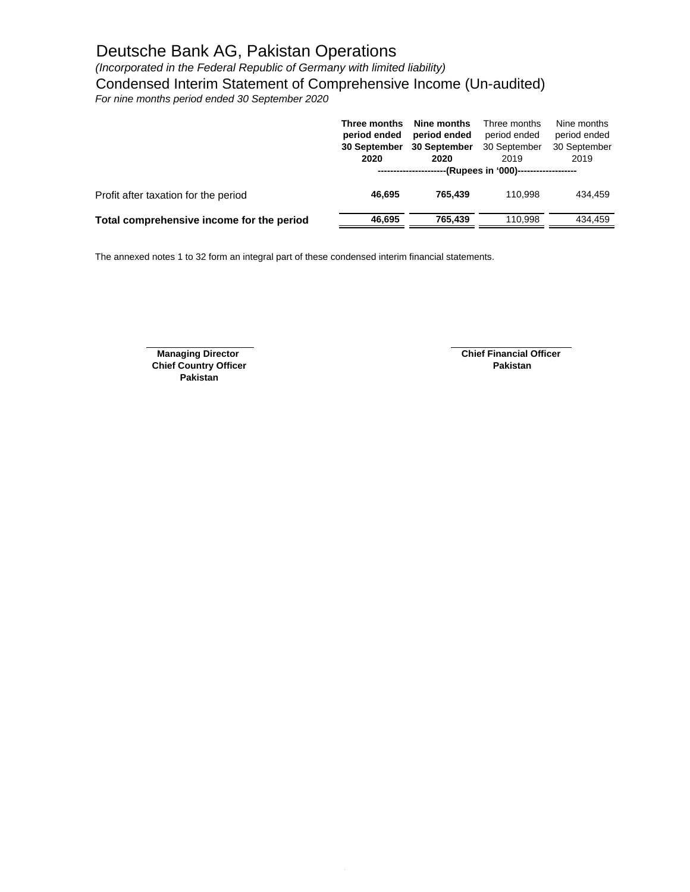# Deutsche Bank AG, Pakistan Operations

*(Incorporated in the Federal Republic of Germany with limited liability)*

## Condensed Interim Statement of Comprehensive Income (Un-audited)

*For nine months period ended 30 September 2020*

| | **Three months period ended 30 September 2020** | **Nine months period ended 30 September 2020** | Three months period ended 30 September 2019 | Nine months period ended 30 September 2019 |
|---|---|---|---|---|
| | **----------------------(Rupees in '000)** | | **-------------------** | |
| Profit after taxation for the period | **46,695** | **765,439** | 110,998 | 434,459 |
| **Total comprehensive income for the period** | **46,695** | **765,439** | 110,998 | 434,459 |

The annexed notes 1 to 32 form an integral part of these condensed interim financial statements.

**Managing Director**
**Chief Country Officer**
**Pakistan**

**Chief Financial Officer**
**Pakistan**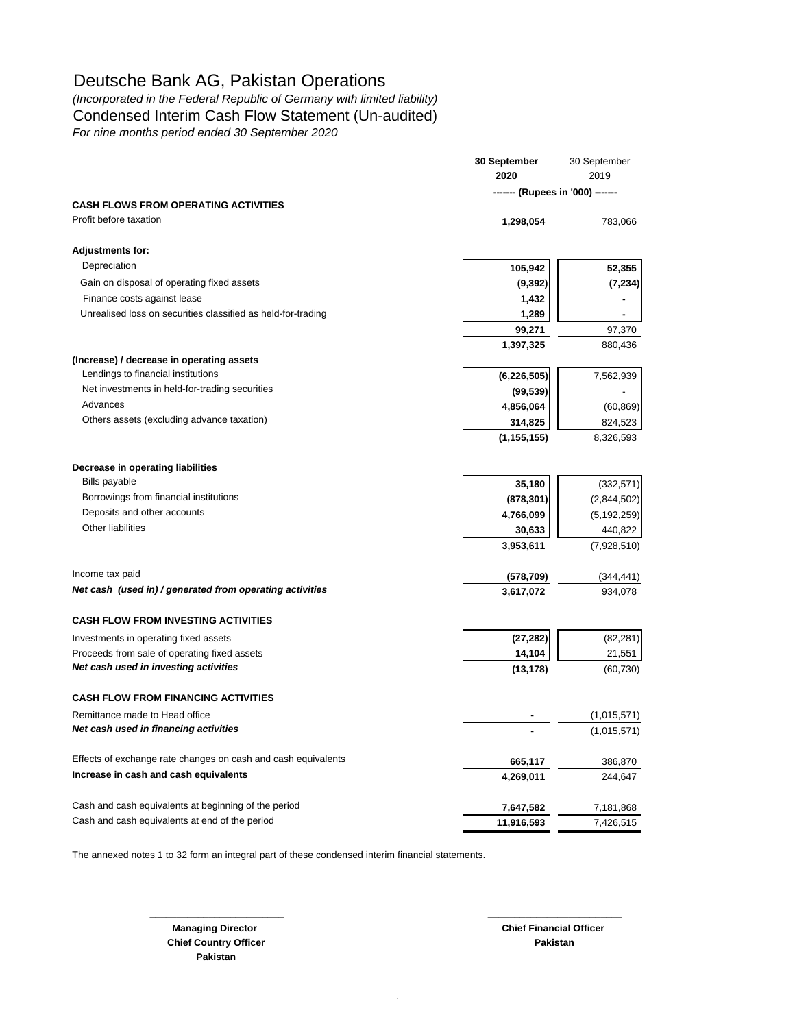# Deutsche Bank AG, Pakistan Operations

*(Incorporated in the Federal Republic of Germany with limited liability)*

## Condensed Interim Cash Flow Statement (Un-audited)

*For nine months period ended 30 September 2020*

| | **30 September 2020** | 30 September 2019 |
|---|---|---|
| | ------- (Rupees in '000) ------- | |
| **CASH FLOWS FROM OPERATING ACTIVITIES** | | |
| Profit before taxation | **1,298,054** | 783,066 |
| **Adjustments for:** | | |
| Depreciation | **105,942** | **52,355** |
| Gain on disposal of operating fixed assets | **(9,392)** | **(7,234)** |
| Finance costs against lease | **1,432** | **-** |
| Unrealised loss on securities classified as held-for-trading | **1,289** | **-** |
| | **99,271** | 97,370 |
| | **1,397,325** | 880,436 |
| **(Increase) / decrease in operating assets** | | |
| Lendings to financial institutions | **(6,226,505)** | 7,562,939 |
| Net investments in held-for-trading securities | **(99,539)** | - |
| Advances | **4,856,064** | (60,869) |
| Others assets (excluding advance taxation) | **314,825** | 824,523 |
| | **(1,155,155)** | 8,326,593 |
| **Decrease in operating liabilities** | | |
| Bills payable | **35,180** | (332,571) |
| Borrowings from financial institutions | **(878,301)** | (2,844,502) |
| Deposits and other accounts | **4,766,099** | (5,192,259) |
| Other liabilities | **30,633** | 440,822 |
| | **3,953,611** | (7,928,510) |
| Income tax paid | **(578,709)** | (344,441) |
| ***Net cash (used in) / generated from operating activities*** | **3,617,072** | 934,078 |
| **CASH FLOW FROM INVESTING ACTIVITIES** | | |
| Investments in operating fixed assets | **(27,282)** | (82,281) |
| Proceeds from sale of operating fixed assets | **14,104** | 21,551 |
| ***Net cash used in investing activities*** | **(13,178)** | (60,730) |
| **CASH FLOW FROM FINANCING ACTIVITIES** | | |
| Remittance made to Head office | **-** | (1,015,571) |
| ***Net cash used in financing activities*** | **-** | (1,015,571) |
| Effects of exchange rate changes on cash and cash equivalents | **665,117** | 386,870 |
| **Increase in cash and cash equivalents** | **4,269,011** | 244,647 |
| Cash and cash equivalents at beginning of the period | **7,647,582** | 7,181,868 |
| Cash and cash equivalents at end of the period | **11,916,593** | 7,426,515 |

The annexed notes 1 to 32 form an integral part of these condensed interim financial statements.

**Managing Director**
**Chief Country Officer**
**Pakistan**

**Chief Financial Officer**
**Pakistan**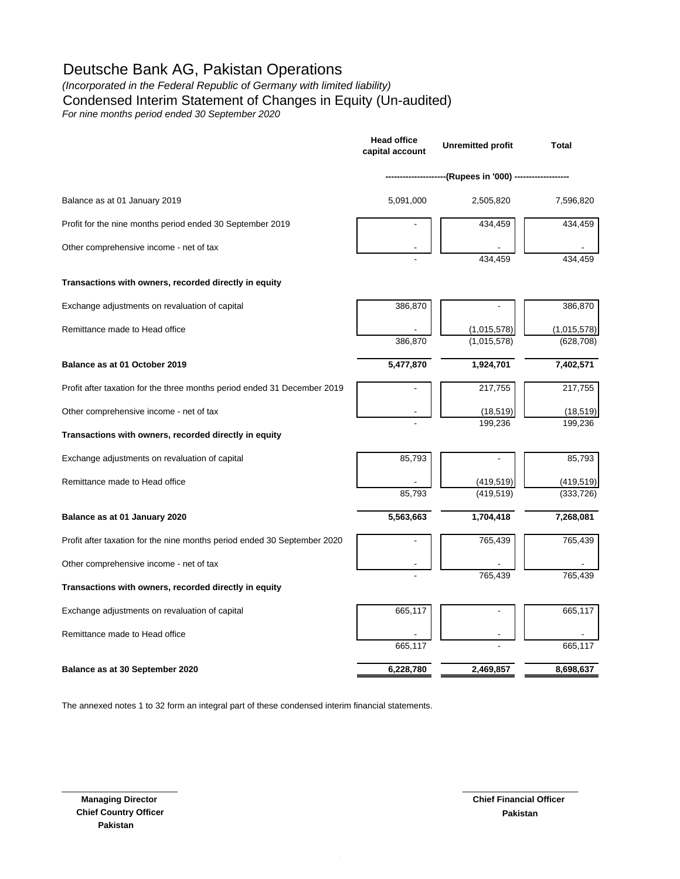# Deutsche Bank AG, Pakistan Operations

*(Incorporated in the Federal Republic of Germany with limited liability)*

## Condensed Interim Statement of Changes in Equity (Un-audited)

*For nine months period ended 30 September 2020*

| | Head office capital account | Unremitted profit | Total |
|---|---|---|---|
| | ---------------------(Rupees in '000) ------------------- | | |
| Balance as at 01 January 2019 | 5,091,000 | 2,505,820 | 7,596,820 |
| Profit for the nine months period ended 30 September 2019 | - | 434,459 | 434,459 |
| Other comprehensive income - net of tax | - | - | - |
| | - | 434,459 | 434,459 |
| **Transactions with owners, recorded directly in equity** | | | |
| Exchange adjustments on revaluation of capital | 386,870 | - | 386,870 |
| Remittance made to Head office | - | (1,015,578) | (1,015,578) |
| | 386,870 | (1,015,578) | (628,708) |
| **Balance as at 01 October 2019** | **5,477,870** | **1,924,701** | **7,402,571** |
| Profit after taxation for the three months period ended 31 December 2019 | - | 217,755 | 217,755 |
| Other comprehensive income - net of tax | - | (18,519) | (18,519) |
| | - | 199,236 | 199,236 |
| **Transactions with owners, recorded directly in equity** | | | |
| Exchange adjustments on revaluation of capital | 85,793 | - | 85,793 |
| Remittance made to Head office | - | (419,519) | (419,519) |
| | 85,793 | (419,519) | (333,726) |
| **Balance as at 01 January 2020** | **5,563,663** | **1,704,418** | **7,268,081** |
| Profit after taxation for the nine months period ended 30 September 2020 | - | 765,439 | 765,439 |
| Other comprehensive income - net of tax | - | - | - |
| | - | 765,439 | 765,439 |
| **Transactions with owners, recorded directly in equity** | | | |
| Exchange adjustments on revaluation of capital | 665,117 | - | 665,117 |
| Remittance made to Head office | - | - | - |
| | 665,117 | - | 665,117 |
| **Balance as at 30 September 2020** | **6,228,780** | **2,469,857** | **8,698,637** |

The annexed notes 1 to 32 form an integral part of these condensed interim financial statements.

**Managing Director**
**Chief Country Officer**
**Pakistan**

**Chief Financial Officer**
**Pakistan**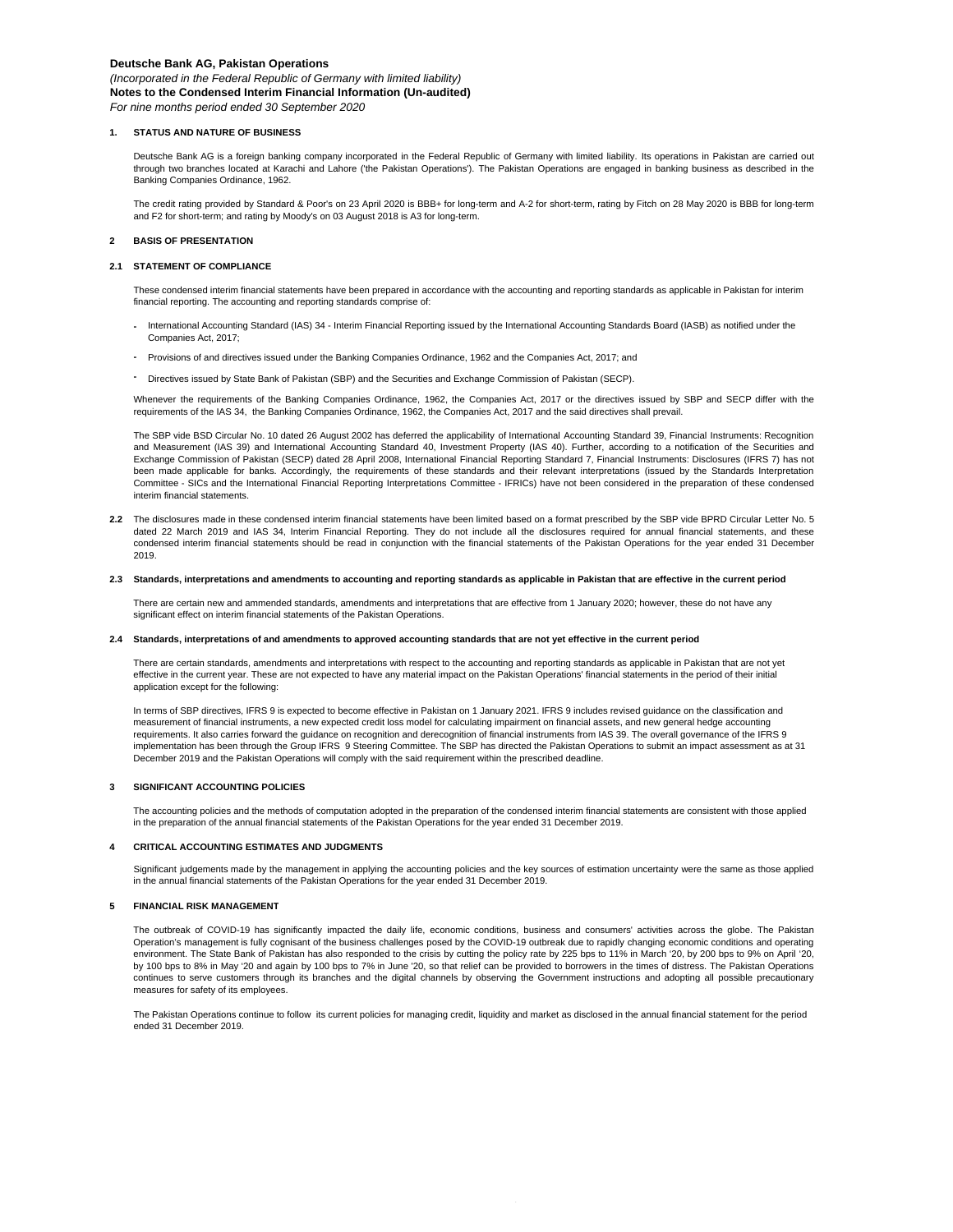**Deutsche Bank AG, Pakistan Operations**

*(Incorporated in the Federal Republic of Germany with limited liability)*

**Notes to the Condensed Interim Financial Information (Un-audited)**

*For nine months period ended 30 September 2020*

**1. STATUS AND NATURE OF BUSINESS**

Deutsche Bank AG is a foreign banking company incorporated in the Federal Republic of Germany with limited liability. Its operations in Pakistan are carried out through two branches located at Karachi and Lahore ('the Pakistan Operations'). The Pakistan Operations are engaged in banking business as described in the Banking Companies Ordinance, 1962.

The credit rating provided by Standard & Poor's on 23 April 2020 is BBB+ for long-term and A-2 for short-term, rating by Fitch on 28 May 2020 is BBB for long-term and F2 for short-term; and rating by Moody's on 03 August 2018 is A3 for long-term.

**2 BASIS OF PRESENTATION**

**2.1 STATEMENT OF COMPLIANCE**

These condensed interim financial statements have been prepared in accordance with the accounting and reporting standards as applicable in Pakistan for interim financial reporting. The accounting and reporting standards comprise of:

- International Accounting Standard (IAS) 34 - Interim Financial Reporting issued by the International Accounting Standards Board (IASB) as notified under the Companies Act, 2017;
- Provisions of and directives issued under the Banking Companies Ordinance, 1962 and the Companies Act, 2017; and
- Directives issued by State Bank of Pakistan (SBP) and the Securities and Exchange Commission of Pakistan (SECP).

Whenever the requirements of the Banking Companies Ordinance, 1962, the Companies Act, 2017 or the directives issued by SBP and SECP differ with the requirements of the IAS 34, the Banking Companies Ordinance, 1962, the Companies Act, 2017 and the said directives shall prevail.

The SBP vide BSD Circular No. 10 dated 26 August 2002 has deferred the applicability of International Accounting Standard 39, Financial Instruments: Recognition and Measurement (IAS 39) and International Accounting Standard 40, Investment Property (IAS 40). Further, according to a notification of the Securities and Exchange Commission of Pakistan (SECP) dated 28 April 2008, International Financial Reporting Standard 7, Financial Instruments: Disclosures (IFRS 7) has not been made applicable for banks. Accordingly, the requirements of these standards and their relevant interpretations (issued by the Standards Interpretation Committee - SICs and the International Financial Reporting Interpretations Committee - IFRICs) have not been considered in the preparation of these condensed interim financial statements.

**2.2** The disclosures made in these condensed interim financial statements have been limited based on a format prescribed by the SBP vide BPRD Circular Letter No. 5 dated 22 March 2019 and IAS 34, Interim Financial Reporting. They do not include all the disclosures required for annual financial statements, and these condensed interim financial statements should be read in conjunction with the financial statements of the Pakistan Operations for the year ended 31 December 2019.

**2.3 Standards, interpretations and amendments to accounting and reporting standards as applicable in Pakistan that are effective in the current period**

There are certain new and ammended standards, amendments and interpretations that are effective from 1 January 2020; however, these do not have any significant effect on interim financial statements of the Pakistan Operations.

**2.4 Standards, interpretations of and amendments to approved accounting standards that are not yet effective in the current period**

There are certain standards, amendments and interpretations with respect to the accounting and reporting standards as applicable in Pakistan that are not yet effective in the current year. These are not expected to have any material impact on the Pakistan Operations' financial statements in the period of their initial application except for the following:

In terms of SBP directives, IFRS 9 is expected to become effective in Pakistan on 1 January 2021. IFRS 9 includes revised guidance on the classification and measurement of financial instruments, a new expected credit loss model for calculating impairment on financial assets, and new general hedge accounting requirements. It also carries forward the guidance on recognition and derecognition of financial instruments from IAS 39. The overall governance of the IFRS 9 implementation has been through the Group IFRS 9 Steering Committee. The SBP has directed the Pakistan Operations to submit an impact assessment as at 31 December 2019 and the Pakistan Operations will comply with the said requirement within the prescribed deadline.

**3 SIGNIFICANT ACCOUNTING POLICIES**

The accounting policies and the methods of computation adopted in the preparation of the condensed interim financial statements are consistent with those applied in the preparation of the annual financial statements of the Pakistan Operations for the year ended 31 December 2019.

**4 CRITICAL ACCOUNTING ESTIMATES AND JUDGMENTS**

Significant judgements made by the management in applying the accounting policies and the key sources of estimation uncertainty were the same as those applied in the annual financial statements of the Pakistan Operations for the year ended 31 December 2019.

**5 FINANCIAL RISK MANAGEMENT**

The outbreak of COVID-19 has significantly impacted the daily life, economic conditions, business and consumers' activities across the globe. The Pakistan Operation's management is fully cognisant of the business challenges posed by the COVID-19 outbreak due to rapidly changing economic conditions and operating environment. The State Bank of Pakistan has also responded to the crisis by cutting the policy rate by 225 bps to 11% in March '20, by 200 bps to 9% on April '20, by 100 bps to 8% in May '20 and again by 100 bps to 7% in June '20, so that relief can be provided to borrowers in the times of distress. The Pakistan Operations continues to serve customers through its branches and the digital channels by observing the Government instructions and adopting all possible precautionary measures for safety of its employees.

The Pakistan Operations continue to follow its current policies for managing credit, liquidity and market as disclosed in the annual financial statement for the period ended 31 December 2019.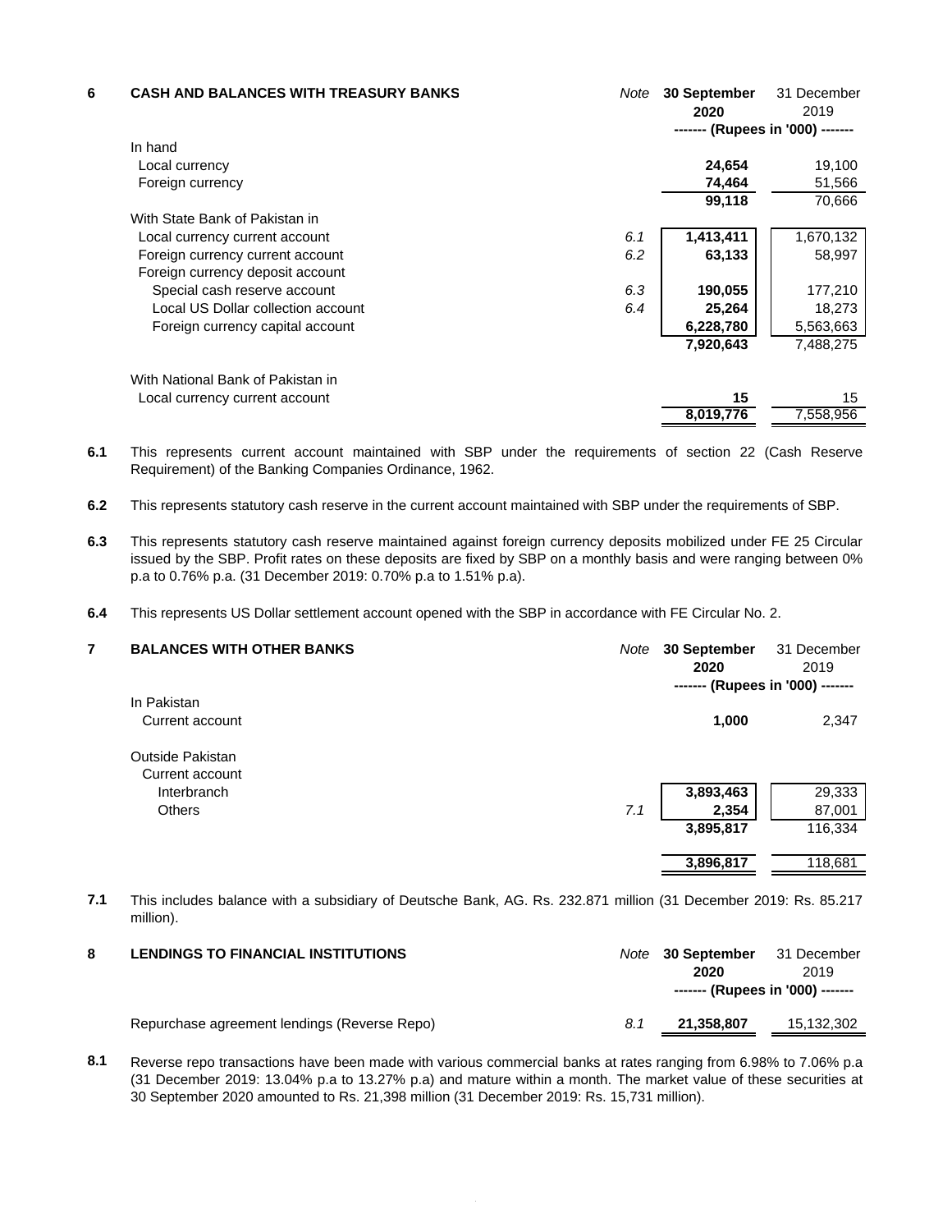## 6 CASH AND BALANCES WITH TREASURY BANKS

| | Note | 30 September 2020 | 31 December 2019 |
|---|---|---|---|
| | | ------- (Rupees in '000) ------- | |
| In hand | | | |
| Local currency | | **24,654** | 19,100 |
| Foreign currency | | **74,464** | 51,566 |
| | | **99,118** | 70,666 |
| With State Bank of Pakistan in | | | |
| Local currency current account | 6.1 | **1,413,411** | 1,670,132 |
| Foreign currency current account | 6.2 | **63,133** | 58,997 |
| Foreign currency deposit account | | | |
| Special cash reserve account | 6.3 | **190,055** | 177,210 |
| Local US Dollar collection account | 6.4 | **25,264** | 18,273 |
| Foreign currency capital account | | **6,228,780** | 5,563,663 |
| | | **7,920,643** | 7,488,275 |
| With National Bank of Pakistan in | | | |
| Local currency current account | | **15** | 15 |
| | | **8,019,776** | 7,558,956 |

**6.1** This represents current account maintained with SBP under the requirements of section 22 (Cash Reserve Requirement) of the Banking Companies Ordinance, 1962.

**6.2** This represents statutory cash reserve in the current account maintained with SBP under the requirements of SBP.

**6.3** This represents statutory cash reserve maintained against foreign currency deposits mobilized under FE 25 Circular issued by the SBP. Profit rates on these deposits are fixed by SBP on a monthly basis and were ranging between 0% p.a to 0.76% p.a. (31 December 2019: 0.70% p.a to 1.51% p.a).

**6.4** This represents US Dollar settlement account opened with the SBP in accordance with FE Circular No. 2.

## 7 BALANCES WITH OTHER BANKS

| | Note | 30 September 2020 | 31 December 2019 |
|---|---|---|---|
| | | ------- (Rupees in '000) ------- | |
| In Pakistan | | | |
| Current account | | **1,000** | 2,347 |
| Outside Pakistan | | | |
| Current account | | | |
| Interbranch | | **3,893,463** | 29,333 |
| Others | 7.1 | **2,354** | 87,001 |
| | | **3,895,817** | 116,334 |
| | | **3,896,817** | 118,681 |

**7.1** This includes balance with a subsidiary of Deutsche Bank, AG. Rs. 232.871 million (31 December 2019: Rs. 85.217 million).

## 8 LENDINGS TO FINANCIAL INSTITUTIONS

| | Note | 30 September 2020 | 31 December 2019 |
|---|---|---|---|
| | | ------- (Rupees in '000) ------- | |
| Repurchase agreement lendings (Reverse Repo) | 8.1 | **21,358,807** | 15,132,302 |

**8.1** Reverse repo transactions have been made with various commercial banks at rates ranging from 6.98% to 7.06% p.a (31 December 2019: 13.04% p.a to 13.27% p.a) and mature within a month. The market value of these securities at 30 September 2020 amounted to Rs. 21,398 million (31 December 2019: Rs. 15,731 million).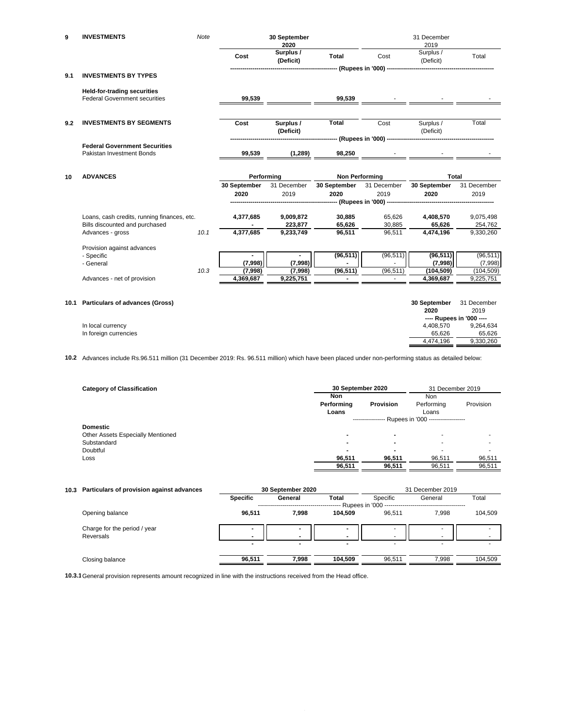## 9 INVESTMENTS

### 9.1 INVESTMENTS BY TYPES

| | Note | 30 September 2020 | | | 31 December 2019 | | |
|---|---|---|---|---|---|---|---|
| | | Cost | Surplus / (Deficit) | Total | Cost | Surplus / (Deficit) | Total |
| | | (Rupees in '000) | | | | | |
| **Held-for-trading securities** | | | | | | | |
| Federal Government securities | | 99,539 | | 99,539 | - | - | - |

### 9.2 INVESTMENTS BY SEGMENTS

| | Cost | Surplus / (Deficit) | Total | Cost | Surplus / (Deficit) | Total |
|---|---|---|---|---|---|---|
| | (Rupees in '000) | | | | | |
| **Federal Government Securities** | | | | | | |
| Pakistan Investment Bonds | 99,539 | (1,289) | 98,250 | - | - | - |

## 10 ADVANCES

| | Note | Performing | | Non Performing | | Total | |
|---|---|---|---|---|---|---|---|
| | | 30 September 2020 | 31 December 2019 | 30 September 2020 | 31 December 2019 | 30 September 2020 | 31 December 2019 |
| | | (Rupees in '000) | | | | | |
| Loans, cash credits, running finances, etc. | | 4,377,685 | 9,009,872 | 30,885 | 65,626 | 4,408,570 | 9,075,498 |
| Bills discounted and purchased | | - | 223,877 | 65,626 | 30,885 | 65,626 | 254,762 |
| Advances - gross | 10.1 | 4,377,685 | 9,233,749 | 96,511 | 96,511 | 4,474,196 | 9,330,260 |
| Provision against advances | | | | | | | |
| - Specific | | - | - | (96,511) | (96,511) | (96,511) | (96,511) |
| - General | | (7,998) | (7,998) | - | - | (7,998) | (7,998) |
| | 10.3 | (7,998) | (7,998) | (96,511) | (96,511) | (104,509) | (104,509) |
| Advances - net of provision | | 4,369,687 | 9,225,751 | - | - | 4,369,687 | 9,225,751 |

### 10.1 Particulars of advances (Gross)

| | 30 September 2020 | 31 December 2019 |
|---|---|---|
| | ---- Rupees in '000 ---- | |
| In local currency | 4,408,570 | 9,264,634 |
| In foreign currencies | 65,626 | 65,626 |
| | 4,474,196 | 9,330,260 |

**10.2** Advances include Rs.96.511 million (31 December 2019: Rs. 96.511 million) which have been placed under non-performing status as detailed below:

| Category of Classification | 30 September 2020 | | 31 December 2019 | |
|---|---|---|---|---|
| | Non Performing Loans | Provision | Non Performing Loans | Provision |
| | Rupees in '000 | | | |
| **Domestic** | | | | |
| Other Assets Especially Mentioned | - | - | - | - |
| Substandard | - | - | - | - |
| Doubtful | - | - | - | - |
| Loss | 96,511 | 96,511 | 96,511 | 96,511 |
| | 96,511 | 96,511 | 96,511 | 96,511 |

### 10.3 Particulars of provision against advances

| | 30 September 2020 | | | 31 December 2019 | | |
|---|---|---|---|---|---|---|
| | Specific | General | Total | Specific | General | Total |
| | Rupees in '000 | | | | | |
| Opening balance | 96,511 | 7,998 | 104,509 | 96,511 | 7,998 | 104,509 |
| Charge for the period / year | - | - | - | - | - | - |
| Reversals | - | - | - | - | - | - |
| | - | - | - | - | - | - |
| Closing balance | 96,511 | 7,998 | 104,509 | 96,511 | 7,998 | 104,509 |

**10.3.1** General provision represents amount recognized in line with the instructions received from the Head office.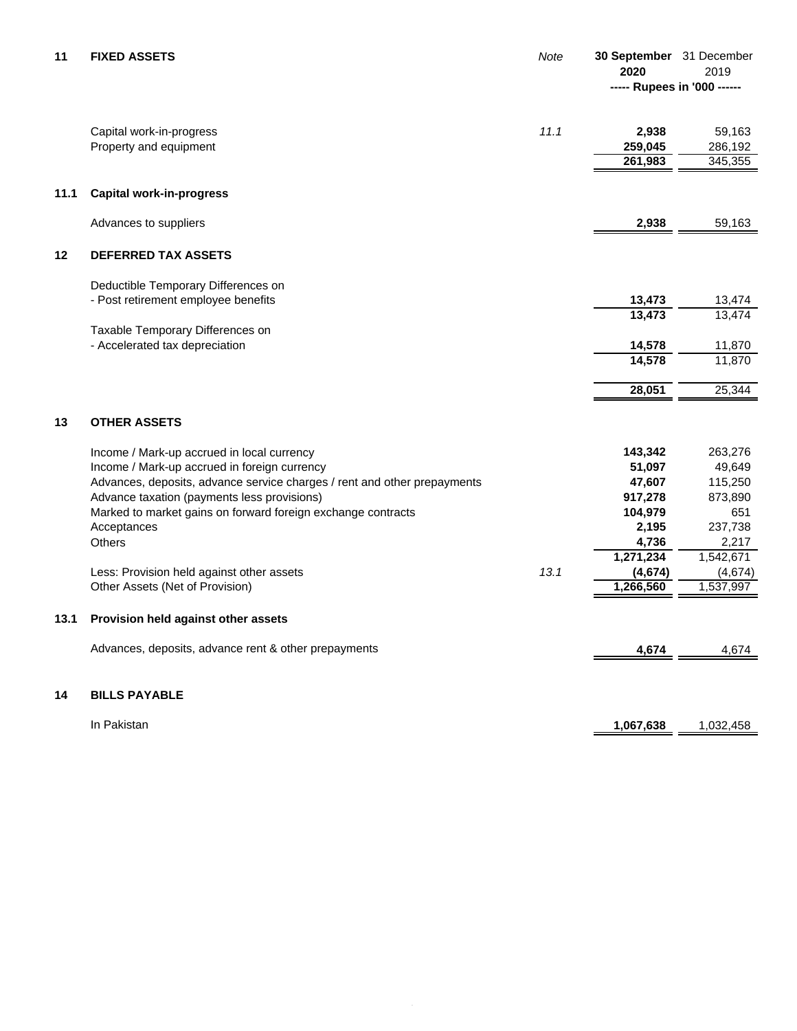## 11 FIXED ASSETS

| | Note | 30 September 2020 | 31 December 2019 |
|---|---|---|---|
| | | ----- Rupees in '000 ------ | |
| Capital work-in-progress | 11.1 | **2,938** | 59,163 |
| Property and equipment | | **259,045** | 286,192 |
| | | **261,983** | 345,355 |

### 11.1 Capital work-in-progress

| | | 30 September 2020 | 31 December 2019 |
|---|---|---|---|
| Advances to suppliers | | **2,938** | 59,163 |

## 12 DEFERRED TAX ASSETS

| | | 30 September 2020 | 31 December 2019 |
|---|---|---|---|
| Deductible Temporary Differences on | | | |
| - Post retirement employee benefits | | **13,473** | 13,474 |
| | | **13,473** | 13,474 |
| Taxable Temporary Differences on | | | |
| - Accelerated tax depreciation | | **14,578** | 11,870 |
| | | **14,578** | 11,870 |
| | | **28,051** | 25,344 |

## 13 OTHER ASSETS

| | Note | 30 September 2020 | 31 December 2019 |
|---|---|---|---|
| Income / Mark-up accrued in local currency | | **143,342** | 263,276 |
| Income / Mark-up accrued in foreign currency | | **51,097** | 49,649 |
| Advances, deposits, advance service charges / rent and other prepayments | | **47,607** | 115,250 |
| Advance taxation (payments less provisions) | | **917,278** | 873,890 |
| Marked to market gains on forward foreign exchange contracts | | **104,979** | 651 |
| Acceptances | | **2,195** | 237,738 |
| Others | | **4,736** | 2,217 |
| | | **1,271,234** | 1,542,671 |
| Less: Provision held against other assets | 13.1 | **(4,674)** | (4,674) |
| Other Assets (Net of Provision) | | **1,266,560** | 1,537,997 |

### 13.1 Provision held against other assets

| | | 30 September 2020 | 31 December 2019 |
|---|---|---|---|
| Advances, deposits, advance rent & other prepayments | | **4,674** | 4,674 |

## 14 BILLS PAYABLE

| | | 30 September 2020 | 31 December 2019 |
|---|---|---|---|
| In Pakistan | | **1,067,638** | 1,032,458 |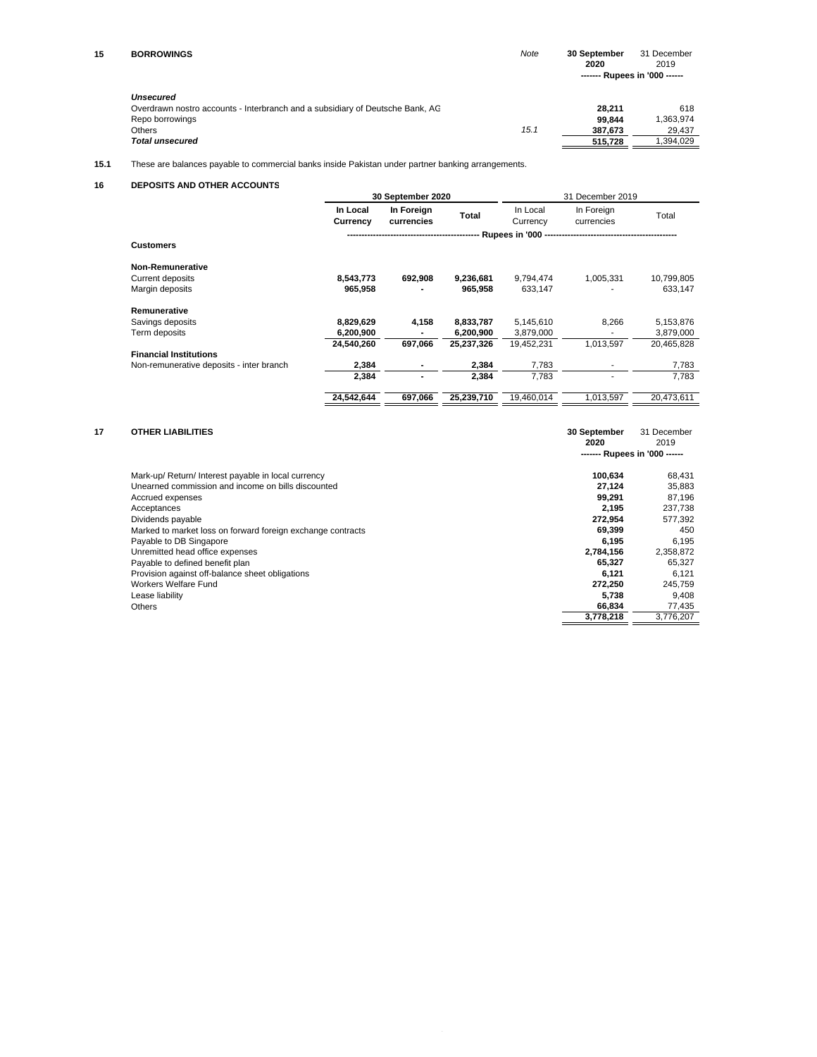## 15 BORROWINGS

| | Note | 30 September 2020 | 31 December 2019 |
|---|---|---|---|
| | | ------- Rupees in '000 ------ | |
| ***Unsecured*** | | | |
| Overdrawn nostro accounts - Interbranch and a subsidiary of Deutsche Bank, AG | | **28,211** | 618 |
| Repo borrowings | | **99,844** | 1,363,974 |
| Others | *15.1* | **387,673** | 29,437 |
| ***Total unsecured*** | | **515,728** | 1,394,029 |

**15.1** These are balances payable to commercial banks inside Pakistan under partner banking arrangements.

## 16 DEPOSITS AND OTHER ACCOUNTS

| | 30 September 2020 | | | 31 December 2019 | | |
|---|---|---|---|---|---|---|
| | In Local Currency | In Foreign currencies | Total | In Local Currency | In Foreign currencies | Total |
| | ------------------------------------------------ Rupees in '000 ------------------------------------------------ | | | | | |
| **Customers** | | | | | | |
| **Non-Remunerative** | | | | | | |
| Current deposits | **8,543,773** | **692,908** | **9,236,681** | 9,794,474 | 1,005,331 | 10,799,805 |
| Margin deposits | **965,958** | **-** | **965,958** | 633,147 | - | 633,147 |
| **Remunerative** | | | | | | |
| Savings deposits | **8,829,629** | **4,158** | **8,833,787** | 5,145,610 | 8,266 | 5,153,876 |
| Term deposits | **6,200,900** | **-** | **6,200,900** | 3,879,000 | - | 3,879,000 |
| | **24,540,260** | **697,066** | **25,237,326** | 19,452,231 | 1,013,597 | 20,465,828 |
| **Financial Institutions** | | | | | | |
| Non-remunerative deposits - inter branch | **2,384** | **-** | **2,384** | 7,783 | - | 7,783 |
| | **2,384** | **-** | **2,384** | 7,783 | - | 7,783 |
| | **24,542,644** | **697,066** | **25,239,710** | 19,460,014 | 1,013,597 | 20,473,611 |

## 17 OTHER LIABILITIES

| | 30 September 2020 | 31 December 2019 |
|---|---|---|
| | ------- Rupees in '000 ------ | |
| Mark-up/ Return/ Interest payable in local currency | **100,634** | 68,431 |
| Unearned commission and income on bills discounted | **27,124** | 35,883 |
| Accrued expenses | **99,291** | 87,196 |
| Acceptances | **2,195** | 237,738 |
| Dividends payable | **272,954** | 577,392 |
| Marked to market loss on forward foreign exchange contracts | **69,399** | 450 |
| Payable to DB Singapore | **6,195** | 6,195 |
| Unremitted head office expenses | **2,784,156** | 2,358,872 |
| Payable to defined benefit plan | **65,327** | 65,327 |
| Provision against off-balance sheet obligations | **6,121** | 6,121 |
| Workers Welfare Fund | **272,250** | 245,759 |
| Lease liability | **5,738** | 9,408 |
| Others | **66,834** | 77,435 |
| | **3,778,218** | 3,776,207 |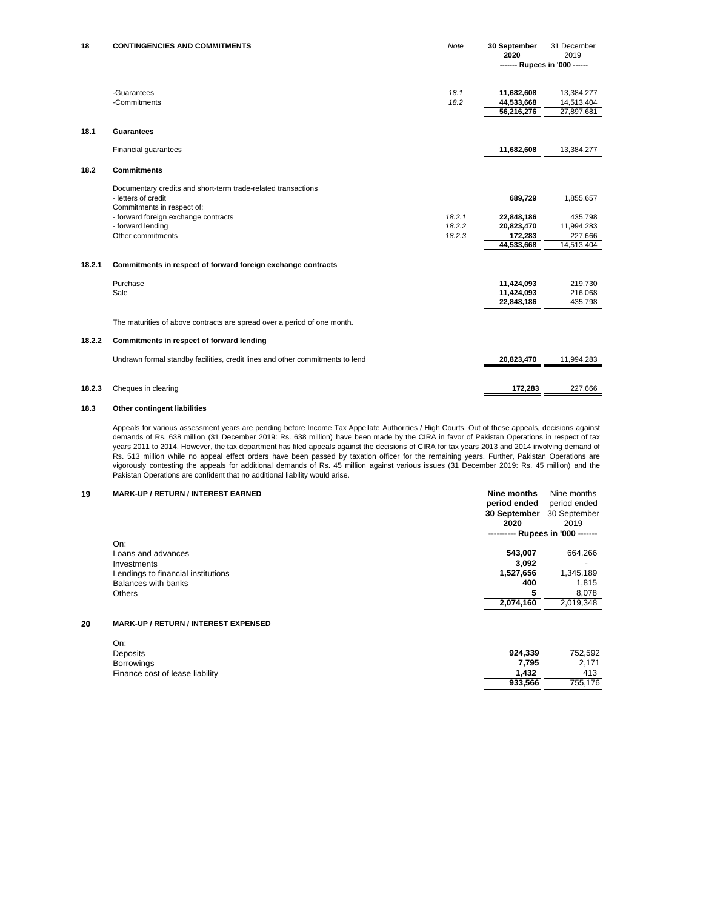## 18 CONTINGENCIES AND COMMITMENTS

| | Note | 30 September 2020 | 31 December 2019 |
|---|---|---|---|
| | | ------- Rupees in '000 ------ | |
| -Guarantees | 18.1 | 11,682,608 | 13,384,277 |
| -Commitments | 18.2 | 44,533,668 | 14,513,404 |
| | | 56,216,276 | 27,897,681 |

### 18.1 Guarantees

| | 30 September 2020 | 31 December 2019 |
|---|---|---|
| Financial guarantees | 11,682,608 | 13,384,277 |

### 18.2 Commitments

| | Note | 30 September 2020 | 31 December 2019 |
|---|---|---|---|
| Documentary credits and short-term trade-related transactions | | | |
| - letters of credit | | 689,729 | 1,855,657 |
| Commitments in respect of: | | | |
| - forward foreign exchange contracts | 18.2.1 | 22,848,186 | 435,798 |
| - forward lending | 18.2.2 | 20,823,470 | 11,994,283 |
| Other commitments | 18.2.3 | 172,283 | 227,666 |
| | | 44,533,668 | 14,513,404 |

### 18.2.1 Commitments in respect of forward foreign exchange contracts

| | 30 September 2020 | 31 December 2019 |
|---|---|---|
| Purchase | 11,424,093 | 219,730 |
| Sale | 11,424,093 | 216,068 |
| | 22,848,186 | 435,798 |

The maturities of above contracts are spread over a period of one month.

### 18.2.2 Commitments in respect of forward lending

| | 30 September 2020 | 31 December 2019 |
|---|---|---|
| Undrawn formal standby facilities, credit lines and other commitments to lend | 20,823,470 | 11,994,283 |

### 18.2.3 Cheques in clearing

| | 30 September 2020 | 31 December 2019 |
|---|---|---|
| Cheques in clearing | 172,283 | 227,666 |

### 18.3 Other contingent liabilities

Appeals for various assessment years are pending before Income Tax Appellate Authorities / High Courts. Out of these appeals, decisions against demands of Rs. 638 million (31 December 2019: Rs. 638 million) have been made by the CIRA in favor of Pakistan Operations in respect of tax years 2011 to 2014. However, the tax department has filed appeals against the decisions of CIRA for tax years 2013 and 2014 involving demand of Rs. 513 million while no appeal effect orders have been passed by taxation officer for the remaining years. Further, Pakistan Operations are vigorously contesting the appeals for additional demands of Rs. 45 million against various issues (31 December 2019: Rs. 45 million) and the Pakistan Operations are confident that no additional liability would arise.

## 19 MARK-UP / RETURN / INTEREST EARNED

| | Nine months period ended 30 September 2020 | Nine months period ended 30 September 2019 |
|---|---|---|
| | ---------- Rupees in '000 ------- | |
| On: | | |
| Loans and advances | 543,007 | 664,266 |
| Investments | 3,092 | - |
| Lendings to financial institutions | 1,527,656 | 1,345,189 |
| Balances with banks | 400 | 1,815 |
| Others | 5 | 8,078 |
| | 2,074,160 | 2,019,348 |

## 20 MARK-UP / RETURN / INTEREST EXPENSED

| | Nine months period ended 30 September 2020 | Nine months period ended 30 September 2019 |
|---|---|---|
| On: | | |
| Deposits | 924,339 | 752,592 |
| Borrowings | 7,795 | 2,171 |
| Finance cost of lease liability | 1,432 | 413 |
| | 933,566 | 755,176 |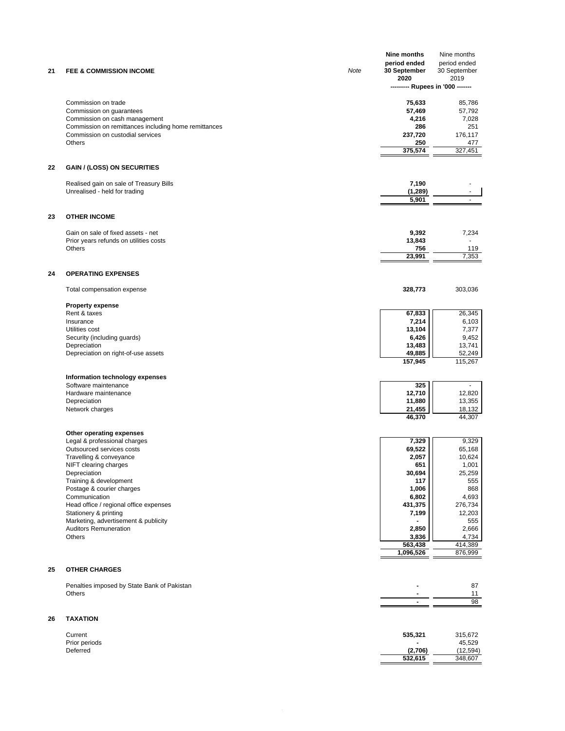| | | Note | Nine months period ended 30 September 2020 | Nine months period ended 30 September 2019 |
|---|---|---|---|---|
| | | | --------- Rupees in '000 ------- | |
| **21** | **FEE & COMMISSION INCOME** | | | |
| | Commission on trade | | **75,633** | 85,786 |
| | Commission on guarantees | | **57,469** | 57,792 |
| | Commission on cash management | | **4,216** | 7,028 |
| | Commission on remittances including home remittances | | **286** | 251 |
| | Commission on custodial services | | **237,720** | 176,117 |
| | Others | | **250** | 477 |
| | | | **375,574** | 327,451 |
| **22** | **GAIN / (LOSS) ON SECURITIES** | | | |
| | Realised gain on sale of Treasury Bills | | **7,190** | - |
| | Unrealised - held for trading | | **(1,289)** | - |
| | | | **5,901** | - |
| **23** | **OTHER INCOME** | | | |
| | Gain on sale of fixed assets - net | | **9,392** | 7,234 |
| | Prior years refunds on utilities costs | | **13,843** | - |
| | Others | | **756** | 119 |
| | | | **23,991** | 7,353 |
| **24** | **OPERATING EXPENSES** | | | |
| | Total compensation expense | | **328,773** | 303,036 |
| | **Property expense** | | | |
| | Rent & taxes | | **67,833** | 26,345 |
| | Insurance | | **7,214** | 6,103 |
| | Utilities cost | | **13,104** | 7,377 |
| | Security (including guards) | | **6,426** | 9,452 |
| | Depreciation | | **13,483** | 13,741 |
| | Depreciation on right-of-use assets | | **49,885** | 52,249 |
| | | | **157,945** | 115,267 |
| | **Information technology expenses** | | | |
| | Software maintenance | | **325** | - |
| | Hardware maintenance | | **12,710** | 12,820 |
| | Depreciation | | **11,880** | 13,355 |
| | Network charges | | **21,455** | 18,132 |
| | | | **46,370** | 44,307 |
| | **Other operating expenses** | | | |
| | Legal & professional charges | | **7,329** | 9,329 |
| | Outsourced services costs | | **69,522** | 65,168 |
| | Travelling & conveyance | | **2,057** | 10,624 |
| | NIFT clearing charges | | **651** | 1,001 |
| | Depreciation | | **30,694** | 25,259 |
| | Training & development | | **117** | 555 |
| | Postage & courier charges | | **1,006** | 868 |
| | Communication | | **6,802** | 4,693 |
| | Head office / regional office expenses | | **431,375** | 276,734 |
| | Stationery & printing | | **7,199** | 12,203 |
| | Marketing, advertisement & publicity | | **-** | 555 |
| | Auditors Remuneration | | **2,850** | 2,666 |
| | Others | | **3,836** | 4,734 |
| | | | **563,438** | 414,389 |
| | | | **1,096,526** | 876,999 |
| **25** | **OTHER CHARGES** | | | |
| | Penalties imposed by State Bank of Pakistan | | **-** | 87 |
| | Others | | **-** | 11 |
| | | | **-** | 98 |
| **26** | **TAXATION** | | | |
| | Current | | **535,321** | 315,672 |
| | Prior periods | | **-** | 45,529 |
| | Deferred | | **(2,706)** | (12,594) |
| | | | **532,615** | 348,607 |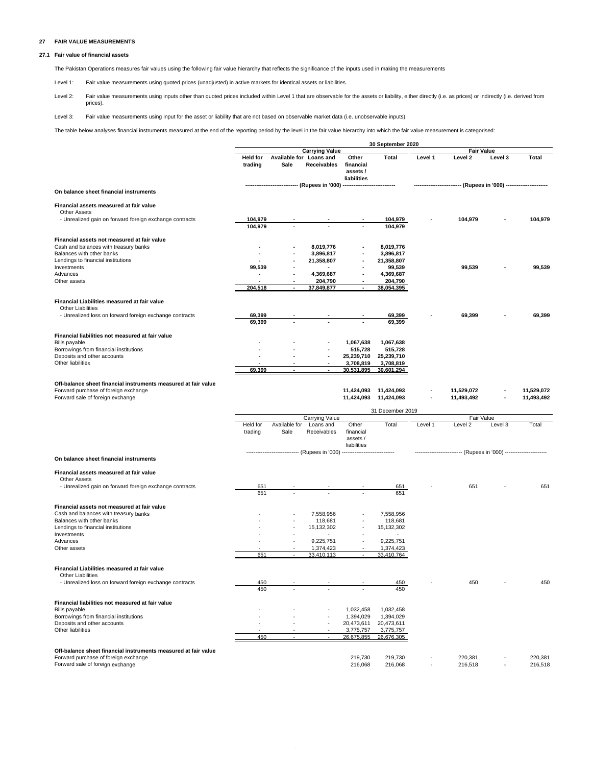## 27 FAIR VALUE MEASUREMENTS

### 27.1 Fair value of financial assets

The Pakistan Operations measures fair values using the following fair value hierarchy that reflects the significance of the inputs used in making the measurements

Level 1: Fair value measurements using quoted prices (unadjusted) in active markets for identical assets or liabilities.

Level 2: Fair value measurements using inputs other than quoted prices included within Level 1 that are observable for the assets or liability, either directly (i.e. as prices) or indirectly (i.e. derived from prices).

Level 3: Fair value measurements using input for the asset or liability that are not based on observable market data (i.e. unobservable inputs).

The table below analyses financial instruments measured at the end of the reporting period by the level in the fair value hierarchy into which the fair value measurement is categorised:

| | 30 September 2020 | | | | | | | | |
|---|---|---|---|---|---|---|---|---|---|
| | Carrying Value | | | | | Fair Value | | | |
| | Held for trading | Available for Sale | Loans and Receivables | Other financial assets / liabilities | Total | Level 1 | Level 2 | Level 3 | Total |
| | (Rupees in '000) | | | | | (Rupees in '000) | | | |
| **On balance sheet financial instruments** | | | | | | | | | |
| **Financial assets measured at fair value** | | | | | | | | | |
| Other Assets | | | | | | | | | |
| - Unrealized gain on forward foreign exchange contracts | 104,979 | - | - | - | 104,979 | - | 104,979 | - | 104,979 |
| | 104,979 | - | - | - | 104,979 | | | | |
| **Financial assets not measured at fair value** | | | | | | | | | |
| Cash and balances with treasury banks | - | - | 8,019,776 | - | 8,019,776 | | | | |
| Balances with other banks | - | - | 3,896,817 | - | 3,896,817 | | | | |
| Lendings to financial institutions | - | - | 21,358,807 | - | 21,358,807 | | | | |
| Investments | 99,539 | - | - | - | 99,539 | | 99,539 | - | 99,539 |
| Advances | - | - | 4,369,687 | - | 4,369,687 | | | | |
| Other assets | - | - | 204,790 | - | 204,790 | | | | |
| | 204,518 | - | 37,849,877 | - | 38,054,395 | | | | |
| **Financial Liabilities measured at fair value** | | | | | | | | | |
| Other Liabilities | | | | | | | | | |
| - Unrealized loss on forward foreign exchange contracts | 69,399 | - | - | - | 69,399 | - | 69,399 | - | 69,399 |
| | 69,399 | - | - | - | 69,399 | | | | |
| **Financial liabilities not measured at fair value** | | | | | | | | | |
| Bills payable | - | - | - | 1,067,638 | 1,067,638 | | | | |
| Borrowings from financial institutions | - | - | - | 515,728 | 515,728 | | | | |
| Deposits and other accounts | - | - | - | 25,239,710 | 25,239,710 | | | | |
| Other liabilities | - | - | - | 3,708,819 | 3,708,819 | | | | |
| | 69,399 | - | - | 30,531,895 | 30,601,294 | | | | |
| **Off-balance sheet financial instruments measured at fair value** | | | | | | | | | |
| Forward purchase of foreign exchange | | | | 11,424,093 | 11,424,093 | - | 11,529,072 | - | 11,529,072 |
| Forward sale of foreign exchange | | | | 11,424,093 | 11,424,093 | - | 11,493,492 | - | 11,493,492 |

| | 31 December 2019 | | | | | | | | |
|---|---|---|---|---|---|---|---|---|---|
| | Carrying Value | | | | | Fair Value | | | |
| | Held for trading | Available for Sale | Loans and Receivables | Other financial assets / liabilities | Total | Level 1 | Level 2 | Level 3 | Total |
| | (Rupees in '000) | | | | | (Rupees in '000) | | | |
| **On balance sheet financial instruments** | | | | | | | | | |
| **Financial assets measured at fair value** | | | | | | | | | |
| Other Assets | | | | | | | | | |
| - Unrealized gain on forward foreign exchange contracts | 651 | - | - | - | 651 | - | 651 | - | 651 |
| | 651 | - | - | - | 651 | | | | |
| **Financial assets not measured at fair value** | | | | | | | | | |
| Cash and balances with treasury banks | - | - | 7,558,956 | - | 7,558,956 | | | | |
| Balances with other banks | - | - | 118,681 | - | 118,681 | | | | |
| Lendings to financial institutions | - | - | 15,132,302 | - | 15,132,302 | | | | |
| Investments | - | - | - | - | - | | | | |
| Advances | - | - | 9,225,751 | - | 9,225,751 | | | | |
| Other assets | - | - | 1,374,423 | - | 1,374,423 | | | | |
| | 651 | - | 33,410,113 | - | 33,410,764 | | | | |
| **Financial Liabilities measured at fair value** | | | | | | | | | |
| Other Liabilities | | | | | | | | | |
| - Unrealized loss on forward foreign exchange contracts | 450 | - | - | - | 450 | - | 450 | - | 450 |
| | 450 | - | - | - | 450 | | | | |
| **Financial liabilities not measured at fair value** | | | | | | | | | |
| Bills payable | - | - | - | 1,032,458 | 1,032,458 | | | | |
| Borrowings from financial institutions | - | - | - | 1,394,029 | 1,394,029 | | | | |
| Deposits and other accounts | - | - | - | 20,473,611 | 20,473,611 | | | | |
| Other liabilities | - | - | - | 3,775,757 | 3,775,757 | | | | |
| | 450 | - | - | 26,675,855 | 26,676,305 | | | | |
| **Off-balance sheet financial instruments measured at fair value** | | | | | | | | | |
| Forward purchase of foreign exchange | | | | 219,730 | 219,730 | - | 220,381 | - | 220,381 |
| Forward sale of foreign exchange | | | | 216,068 | 216,068 | - | 216,518 | - | 216,518 |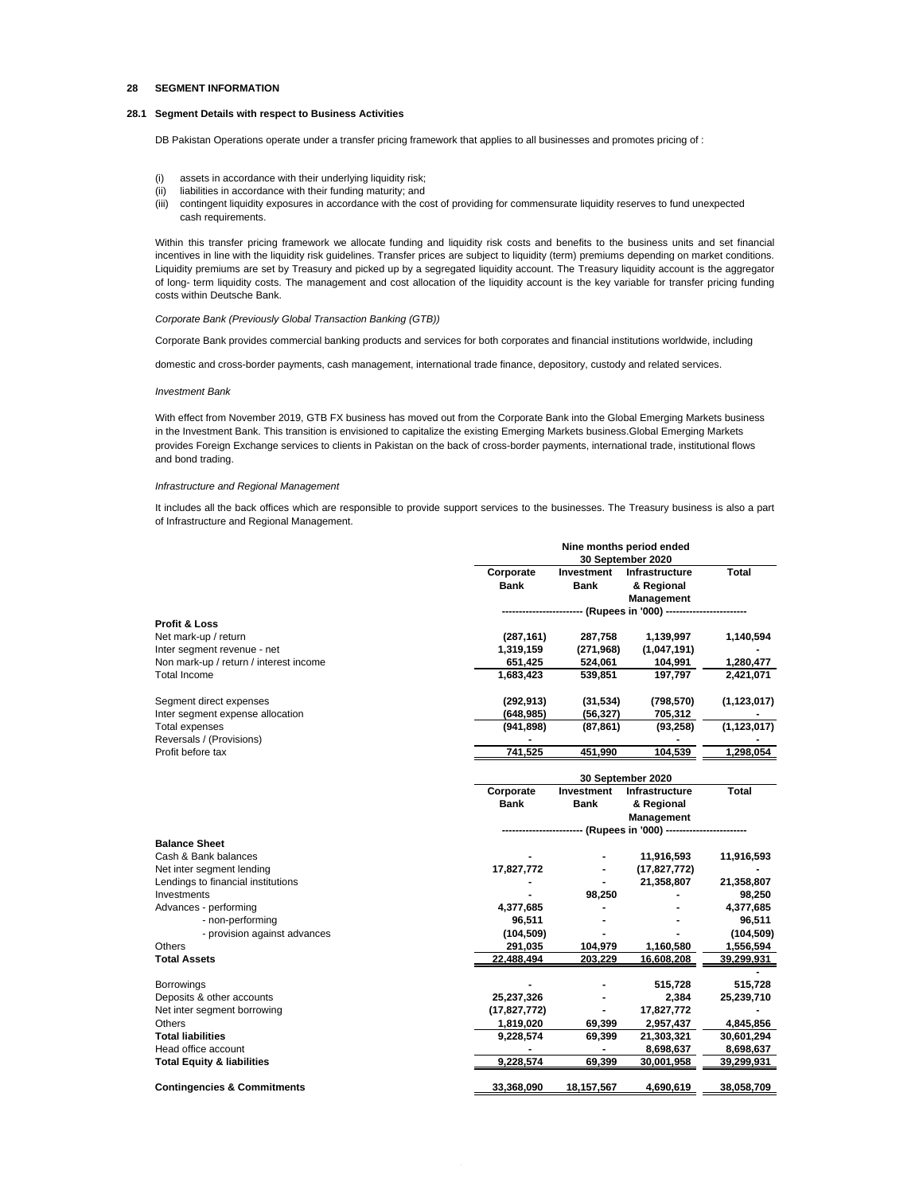## 28 SEGMENT INFORMATION

### 28.1 Segment Details with respect to Business Activities

DB Pakistan Operations operate under a transfer pricing framework that applies to all businesses and promotes pricing of :

(i) assets in accordance with their underlying liquidity risk;
(ii) liabilities in accordance with their funding maturity; and
(iii) contingent liquidity exposures in accordance with the cost of providing for commensurate liquidity reserves to fund unexpected cash requirements.

Within this transfer pricing framework we allocate funding and liquidity risk costs and benefits to the business units and set financial incentives in line with the liquidity risk guidelines. Transfer prices are subject to liquidity (term) premiums depending on market conditions. Liquidity premiums are set by Treasury and picked up by a segregated liquidity account. The Treasury liquidity account is the aggregator of long- term liquidity costs. The management and cost allocation of the liquidity account is the key variable for transfer pricing funding costs within Deutsche Bank.

*Corporate Bank (Previously Global Transaction Banking (GTB))*

Corporate Bank provides commercial banking products and services for both corporates and financial institutions worldwide, including

domestic and cross-border payments, cash management, international trade finance, depository, custody and related services.

*Investment Bank*

With effect from November 2019, GTB FX business has moved out from the Corporate Bank into the Global Emerging Markets business in the Investment Bank. This transition is envisioned to capitalize the existing Emerging Markets business.Global Emerging Markets provides Foreign Exchange services to clients in Pakistan on the back of cross-border payments, international trade, institutional flows and bond trading.

*Infrastructure and Regional Management*

It includes all the back offices which are responsible to provide support services to the businesses. The Treasury business is also a part of Infrastructure and Regional Management.

| | Nine months period ended 30 September 2020 | | | |
|---|---|---|---|---|
| | Corporate Bank | Investment Bank | Infrastructure & Regional Management | Total |
| | (Rupees in '000) | | | |
| **Profit & Loss** | | | | |
| Net mark-up / return | (287,161) | 287,758 | 1,139,997 | 1,140,594 |
| Inter segment revenue - net | 1,319,159 | (271,968) | (1,047,191) | - |
| Non mark-up / return / interest income | 651,425 | 524,061 | 104,991 | 1,280,477 |
| Total Income | 1,683,423 | 539,851 | 197,797 | 2,421,071 |
| Segment direct expenses | (292,913) | (31,534) | (798,570) | (1,123,017) |
| Inter segment expense allocation | (648,985) | (56,327) | 705,312 | - |
| Total expenses | (941,898) | (87,861) | (93,258) | (1,123,017) |
| Reversals / (Provisions) | - | | - | - |
| Profit before tax | 741,525 | 451,990 | 104,539 | 1,298,054 |

| | 30 September 2020 | | | |
|---|---|---|---|---|
| | Corporate Bank | Investment Bank | Infrastructure & Regional Management | Total |
| | (Rupees in '000) | | | |
| **Balance Sheet** | | | | |
| Cash & Bank balances | - | - | 11,916,593 | 11,916,593 |
| Net inter segment lending | 17,827,772 | - | (17,827,772) | - |
| Lendings to financial institutions | - | - | 21,358,807 | 21,358,807 |
| Investments | - | 98,250 | - | 98,250 |
| Advances - performing | 4,377,685 | - | - | 4,377,685 |
| - non-performing | 96,511 | - | - | 96,511 |
| - provision against advances | (104,509) | - | - | (104,509) |
| Others | 291,035 | 104,979 | 1,160,580 | 1,556,594 |
| **Total Assets** | 22,488,494 | 203,229 | 16,608,208 | 39,299,931 |
| | | | | - |
| Borrowings | - | - | 515,728 | 515,728 |
| Deposits & other accounts | 25,237,326 | - | 2,384 | 25,239,710 |
| Net inter segment borrowing | (17,827,772) | - | 17,827,772 | - |
| Others | 1,819,020 | 69,399 | 2,957,437 | 4,845,856 |
| **Total liabilities** | 9,228,574 | 69,399 | 21,303,321 | 30,601,294 |
| Head office account | - | - | 8,698,637 | 8,698,637 |
| **Total Equity & liabilities** | 9,228,574 | 69,399 | 30,001,958 | 39,299,931 |
| **Contingencies & Commitments** | 33,368,090 | 18,157,567 | 4,690,619 | 38,058,709 |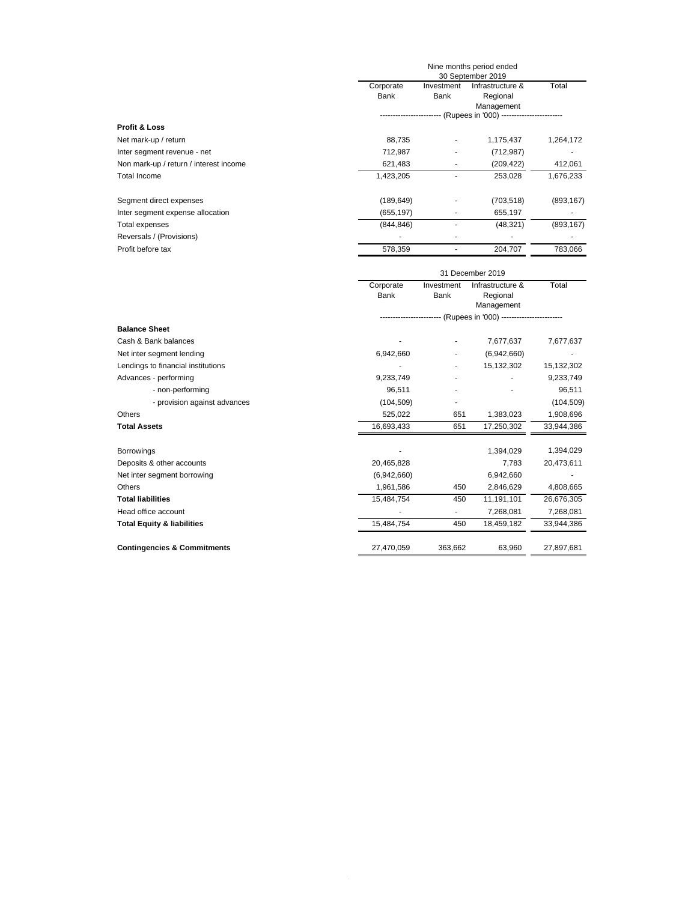| | Nine months period ended 30 September 2019 | | | |
|---|---|---|---|---|
| | Corporate Bank | Investment Bank | Infrastructure & Regional Management | Total |
| | (Rupees in '000) | | | |
| **Profit & Loss** | | | | |
| Net mark-up / return | 88,735 | - | 1,175,437 | 1,264,172 |
| Inter segment revenue - net | 712,987 | - | (712,987) | - |
| Non mark-up / return / interest income | 621,483 | - | (209,422) | 412,061 |
| Total Income | 1,423,205 | - | 253,028 | 1,676,233 |
| | | | | |
| Segment direct expenses | (189,649) | - | (703,518) | (893,167) |
| Inter segment expense allocation | (655,197) | - | 655,197 | - |
| Total expenses | (844,846) | - | (48,321) | (893,167) |
| Reversals / (Provisions) | - | - | - | - |
| Profit before tax | 578,359 | - | 204,707 | 783,066 |

| | 31 December 2019 | | | |
|---|---|---|---|---|
| | Corporate Bank | Investment Bank | Infrastructure & Regional Management | Total |
| | (Rupees in '000) | | | |
| **Balance Sheet** | | | | |
| Cash & Bank balances | - | - | 7,677,637 | 7,677,637 |
| Net inter segment lending | 6,942,660 | - | (6,942,660) | - |
| Lendings to financial institutions | - | - | 15,132,302 | 15,132,302 |
| Advances - performing | 9,233,749 | - | - | 9,233,749 |
| - non-performing | 96,511 | - | - | 96,511 |
| - provision against advances | (104,509) | - | | (104,509) |
| Others | 525,022 | 651 | 1,383,023 | 1,908,696 |
| **Total Assets** | 16,693,433 | 651 | 17,250,302 | 33,944,386 |
| | | | | |
| Borrowings | - | | 1,394,029 | 1,394,029 |
| Deposits & other accounts | 20,465,828 | | 7,783 | 20,473,611 |
| Net inter segment borrowing | (6,942,660) | | 6,942,660 | - |
| Others | 1,961,586 | 450 | 2,846,629 | 4,808,665 |
| **Total liabilities** | 15,484,754 | 450 | 11,191,101 | 26,676,305 |
| Head office account | - | - | 7,268,081 | 7,268,081 |
| **Total Equity & liabilities** | 15,484,754 | 450 | 18,459,182 | 33,944,386 |
| | | | | |
| **Contingencies & Commitments** | 27,470,059 | 363,662 | 63,960 | 27,897,681 |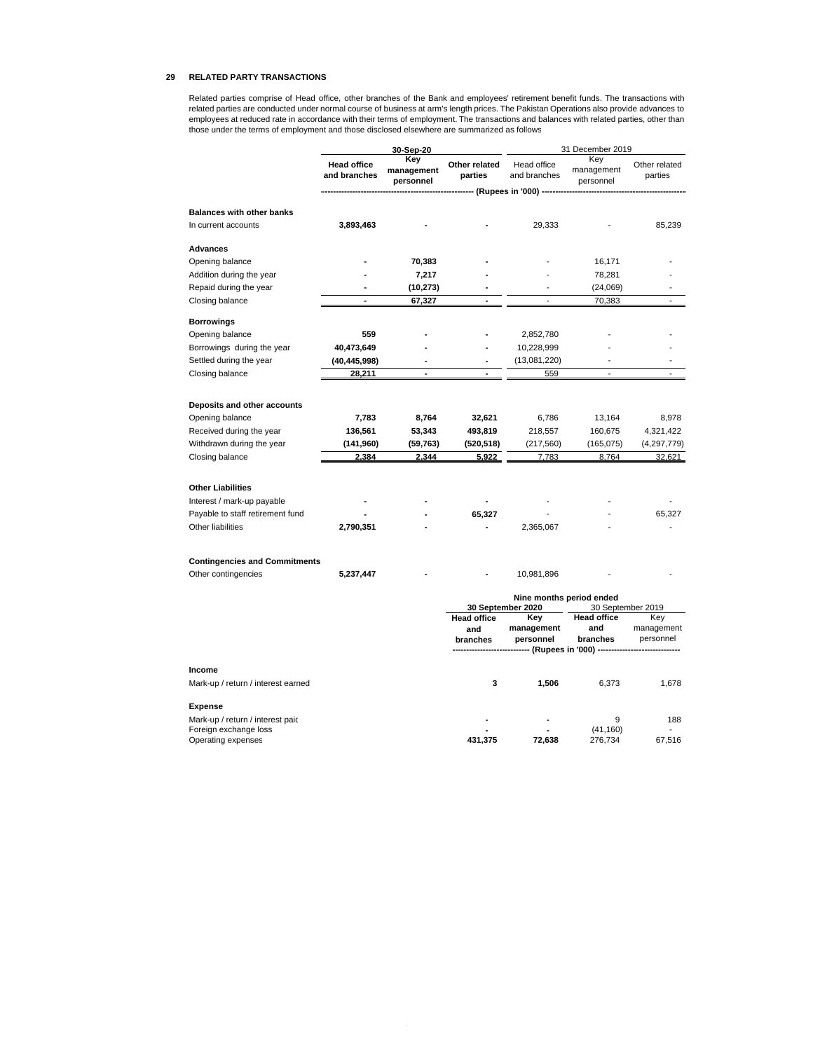## 29 RELATED PARTY TRANSACTIONS

Related parties comprise of Head office, other branches of the Bank and employees' retirement benefit funds. The transactions with related parties are conducted under normal course of business at arm's length prices. The Pakistan Operations also provide advances to employees at reduced rate in accordance with their terms of employment. The transactions and balances with related parties, other than those under the terms of employment and those disclosed elsewhere are summarized as follows

| | 30-Sep-20 | | | 31 December 2019 | | |
|---|---|---|---|---|---|---|
| | **Head office and branches** | **Key management personnel** | **Other related parties** | Head office and branches | Key management personnel | Other related parties |
| | (Rupees in '000) | | | | | |
| **Balances with other banks** | | | | | | |
| In current accounts | **3,893,463** | **-** | **-** | 29,333 | - | 85,239 |
| **Advances** | | | | | | |
| Opening balance | **-** | **70,383** | **-** | - | 16,171 | - |
| Addition during the year | **-** | **7,217** | **-** | - | 78,281 | - |
| Repaid during the year | **-** | **(10,273)** | **-** | - | (24,069) | - |
| Closing balance | **-** | **67,327** | **-** | - | 70,383 | - |
| **Borrowings** | | | | | | |
| Opening balance | **559** | **-** | **-** | 2,852,780 | - | - |
| Borrowings during the year | **40,473,649** | **-** | **-** | 10,228,999 | - | - |
| Settled during the year | **(40,445,998)** | **-** | **-** | (13,081,220) | - | - |
| Closing balance | **28,211** | **-** | **-** | 559 | - | - |
| **Deposits and other accounts** | | | | | | |
| Opening balance | **7,783** | **8,764** | **32,621** | 6,786 | 13,164 | 8,978 |
| Received during the year | **136,561** | **53,343** | **493,819** | 218,557 | 160,675 | 4,321,422 |
| Withdrawn during the year | **(141,960)** | **(59,763)** | **(520,518)** | (217,560) | (165,075) | (4,297,779) |
| Closing balance | **2,384** | **2,344** | **5,922** | 7,783 | 8,764 | 32,621 |
| **Other Liabilities** | | | | | | |
| Interest / mark-up payable | **-** | **-** | **-** | - | - | - |
| Payable to staff retirement fund | **-** | **-** | **65,327** | - | - | 65,327 |
| Other liabilities | **2,790,351** | **-** | **-** | 2,365,067 | - | - |
| **Contingencies and Commitments** | | | | | | |
| Other contingencies | **5,237,447** | **-** | **-** | 10,981,896 | - | - |

| | Nine months period ended | | | |
|---|---|---|---|---|
| | 30 September 2020 | | 30 September 2019 | |
| | **Head office and branches** | **Key management personnel** | **Head office and branches** | Key management personnel |
| | (Rupees in '000) | | | |
| **Income** | | | | |
| Mark-up / return / interest earned | **3** | **1,506** | 6,373 | 1,678 |
| **Expense** | | | | |
| Mark-up / return / interest paid | **-** | **-** | 9 | 188 |
| Foreign exchange loss | **-** | **-** | (41,160) | - |
| Operating expenses | **431,375** | **72,638** | 276,734 | 67,516 |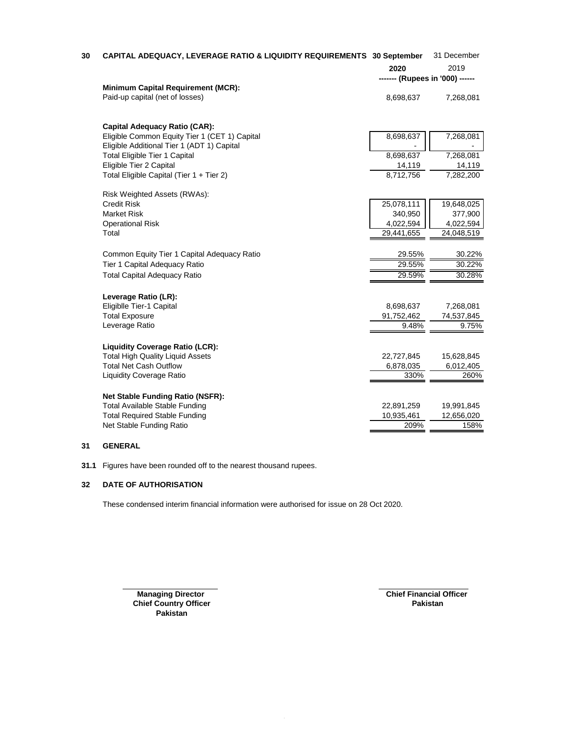## 30 CAPITAL ADEQUACY, LEVERAGE RATIO & LIQUIDITY REQUIREMENTS

| | 30 September 2020 | 31 December 2019 |
|---|---|---|
| | ------- (Rupees in '000) ------ | |
| **Minimum Capital Requirement (MCR):** | | |
| Paid-up capital (net of losses) | 8,698,637 | 7,268,081 |
| | | |
| **Capital Adequacy Ratio (CAR):** | | |
| Eligible Common Equity Tier 1 (CET 1) Capital | 8,698,637 | 7,268,081 |
| Eligible Additional Tier 1 (ADT 1) Capital | - | - |
| Total Eligible Tier 1 Capital | 8,698,637 | 7,268,081 |
| Eligible Tier 2 Capital | 14,119 | 14,119 |
| Total Eligible Capital (Tier 1 + Tier 2) | 8,712,756 | 7,282,200 |
| | | |
| Risk Weighted Assets (RWAs): | | |
| Credit Risk | 25,078,111 | 19,648,025 |
| Market Risk | 340,950 | 377,900 |
| Operational Risk | 4,022,594 | 4,022,594 |
| Total | 29,441,655 | 24,048,519 |
| | | |
| Common Equity Tier 1 Capital Adequacy Ratio | 29.55% | 30.22% |
| Tier 1 Capital Adequacy Ratio | 29.55% | 30.22% |
| Total Capital Adequacy Ratio | 29.59% | 30.28% |
| | | |
| **Leverage Ratio (LR):** | | |
| Eligiblle Tier-1 Capital | 8,698,637 | 7,268,081 |
| Total Exposure | 91,752,462 | 74,537,845 |
| Leverage Ratio | 9.48% | 9.75% |
| | | |
| **Liquidity Coverage Ratio (LCR):** | | |
| Total High Quality Liquid Assets | 22,727,845 | 15,628,845 |
| Total Net Cash Outflow | 6,878,035 | 6,012,405 |
| Liquidity Coverage Ratio | 330% | 260% |
| | | |
| **Net Stable Funding Ratio (NSFR):** | | |
| Total Available Stable Funding | 22,891,259 | 19,991,845 |
| Total Required Stable Funding | 10,935,461 | 12,656,020 |
| Net Stable Funding Ratio | 209% | 158% |

## 31 GENERAL

**31.1** Figures have been rounded off to the nearest thousand rupees.

## 32 DATE OF AUTHORISATION

These condensed interim financial information were authorised for issue on 28 Oct 2020.

**Managing Director**
**Chief Country Officer**
**Pakistan**

**Chief Financial Officer**
**Pakistan**